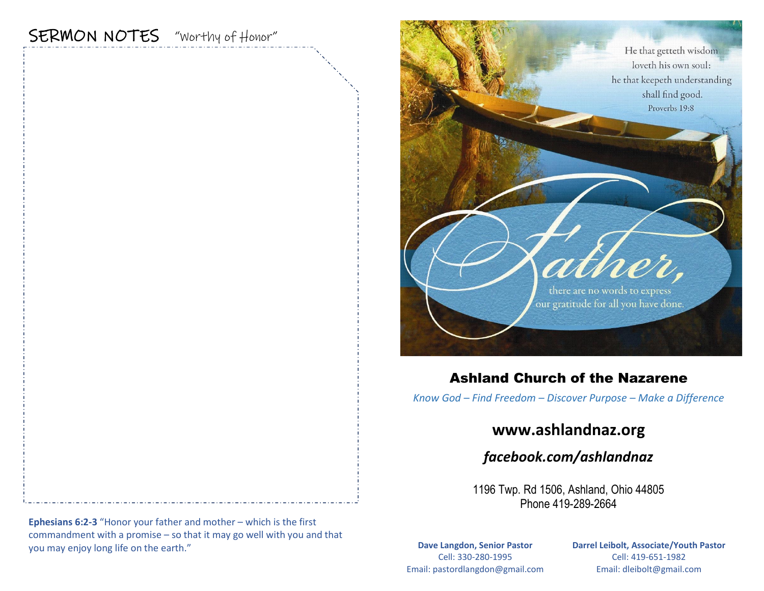## SERMON NOTES "Worthy of Honor"

**Ephesians 6:2-3** "Honor your father and mother – which is the first commandment with a promise – so that it may go well with you and that you may enjoy long life on the earth."

He that getteth wisdom loveth his own soul: he that keepeth understanding shall find good.
Proverbs 19:8

Father, there are no words to express our gratitude for all you have done.

# Ashland Church of the Nazarene

*Know God – Find Freedom – Discover Purpose – Make a Difference*

**www.ashlandnaz.org**

***facebook.com/ashlandnaz***

1196 Twp. Rd 1506, Ashland, Ohio 44805
Phone 419-289-2664

**Dave Langdon, Senior Pastor**
Cell: 330-280-1995
Email: pastordlangdon@gmail.com

**Darrel Leibolt, Associate/Youth Pastor**
Cell: 419-651-1982
Email: dleibolt@gmail.com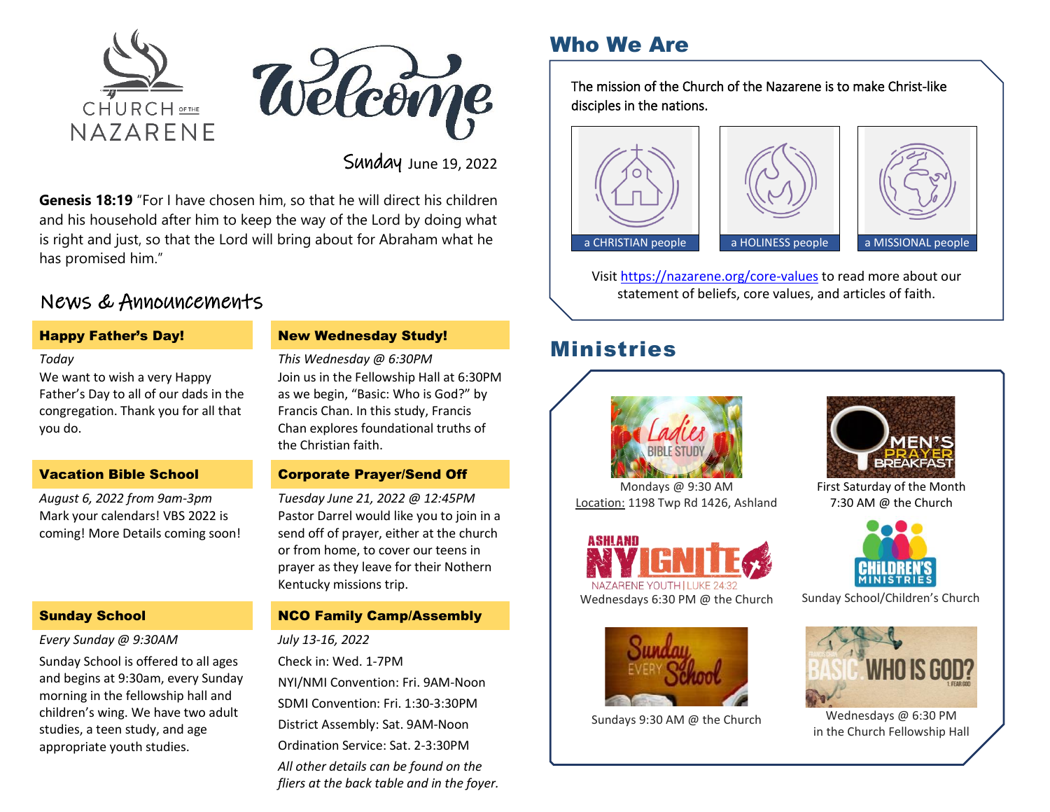# Welcome

Sunday June 19, 2022

**Genesis 18:19** "For I have chosen him, so that he will direct his children and his household after him to keep the way of the Lord by doing what is right and just, so that the Lord will bring about for Abraham what he has promised him."

## News & Announcements

### Happy Father's Day!

*Today*

We want to wish a very Happy Father's Day to all of our dads in the congregation. Thank you for all that you do.

### Vacation Bible School

*August 6, 2022 from 9am-3pm*

Mark your calendars! VBS 2022 is coming! More Details coming soon!

### Sunday School

*Every Sunday @ 9:30AM*

Sunday School is offered to all ages and begins at 9:30am, every Sunday morning in the fellowship hall and children's wing. We have two adult studies, a teen study, and age appropriate youth studies.

### New Wednesday Study!

*This Wednesday @ 6:30PM*

Join us in the Fellowship Hall at 6:30PM as we begin, "Basic: Who is God?" by Francis Chan. In this study, Francis Chan explores foundational truths of the Christian faith.

### Corporate Prayer/Send Off

*Tuesday June 21, 2022 @ 12:45PM*

Pastor Darrel would like you to join in a send off of prayer, either at the church or from home, to cover our teens in prayer as they leave for their Nothern Kentucky missions trip.

### NCO Family Camp/Assembly

*July 13-16, 2022*

Check in: Wed. 1-7PM

NYI/NMI Convention: Fri. 9AM-Noon

SDMI Convention: Fri. 1:30-3:30PM

District Assembly: Sat. 9AM-Noon

Ordination Service: Sat. 2-3:30PM

*All other details can be found on the fliers at the back table and in the foyer.*

## Who We Are

The mission of the Church of the Nazarene is to make Christ-like disciples in the nations.

a CHRISTIAN people

a HOLINESS people

a MISSIONAL people

Visit https://nazarene.org/core-values to read more about our statement of beliefs, core values, and articles of faith.

## Ministries

Mondays @ 9:30 AM
Location: 1198 Twp Rd 1426, Ashland

First Saturday of the Month
7:30 AM @ the Church

Wednesdays 6:30 PM @ the Church

Sunday School/Children's Church

Sundays 9:30 AM @ the Church

Wednesdays @ 6:30 PM
in the Church Fellowship Hall